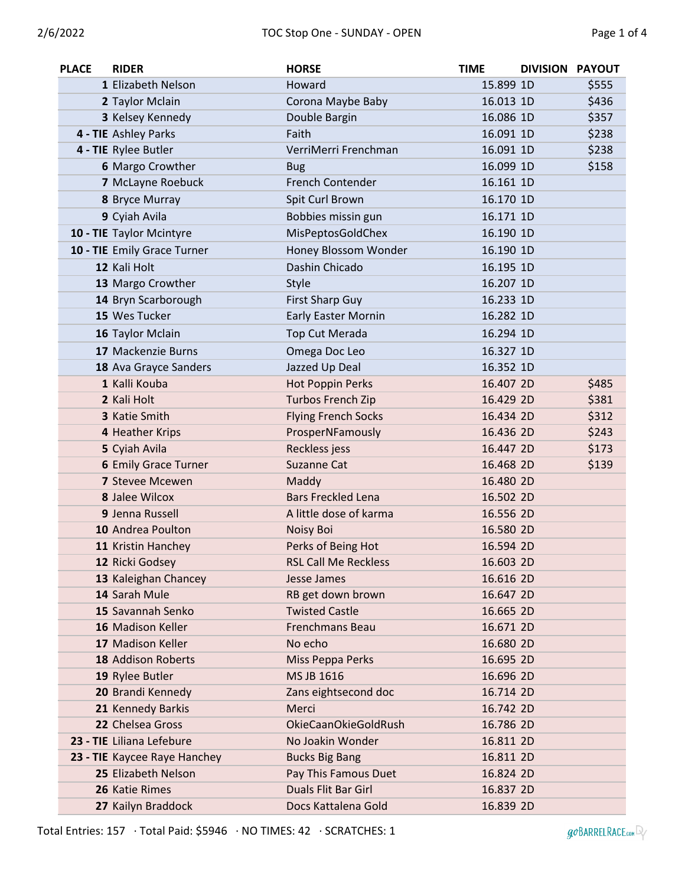| PLACE | RIDER | HORSE | TIME | DIVISION | PAYOUT |
|---|---|---|---|---|---|
| 1 | Elizabeth Nelson | Howard | 15.899 | 1D | $555 |
| 2 | Taylor Mclain | Corona Maybe Baby | 16.013 | 1D | $436 |
| 3 | Kelsey Kennedy | Double Bargin | 16.086 | 1D | $357 |
| 4 - TIE | Ashley Parks | Faith | 16.091 | 1D | $238 |
| 4 - TIE | Rylee Butler | VerriMerri Frenchman | 16.091 | 1D | $238 |
| 6 | Margo Crowther | Bug | 16.099 | 1D | $158 |
| 7 | McLayne Roebuck | French Contender | 16.161 | 1D | |
| 8 | Bryce Murray | Spit Curl Brown | 16.170 | 1D | |
| 9 | Cyiah Avila | Bobbies missin gun | 16.171 | 1D | |
| 10 - TIE | Taylor Mcintyre | MisPeptosGoldChex | 16.190 | 1D | |
| 10 - TIE | Emily Grace Turner | Honey Blossom Wonder | 16.190 | 1D | |
| 12 | Kali Holt | Dashin Chicado | 16.195 | 1D | |
| 13 | Margo Crowther | Style | 16.207 | 1D | |
| 14 | Bryn Scarborough | First Sharp Guy | 16.233 | 1D | |
| 15 | Wes Tucker | Early Easter Mornin | 16.282 | 1D | |
| 16 | Taylor Mclain | Top Cut Merada | 16.294 | 1D | |
| 17 | Mackenzie Burns | Omega Doc Leo | 16.327 | 1D | |
| 18 | Ava Grayce Sanders | Jazzed Up Deal | 16.352 | 1D | |
| 1 | Kalli Kouba | Hot Poppin Perks | 16.407 | 2D | $485 |
| 2 | Kali Holt | Turbos French Zip | 16.429 | 2D | $381 |
| 3 | Katie Smith | Flying French Socks | 16.434 | 2D | $312 |
| 4 | Heather Krips | ProsperNFamously | 16.436 | 2D | $243 |
| 5 | Cyiah Avila | Reckless jess | 16.447 | 2D | $173 |
| 6 | Emily Grace Turner | Suzanne Cat | 16.468 | 2D | $139 |
| 7 | Stevee Mcewen | Maddy | 16.480 | 2D | |
| 8 | Jalee Wilcox | Bars Freckled Lena | 16.502 | 2D | |
| 9 | Jenna Russell | A little dose of karma | 16.556 | 2D | |
| 10 | Andrea Poulton | Noisy Boi | 16.580 | 2D | |
| 11 | Kristin Hanchey | Perks of Being Hot | 16.594 | 2D | |
| 12 | Ricki Godsey | RSL Call Me Reckless | 16.603 | 2D | |
| 13 | Kaleighan Chancey | Jesse James | 16.616 | 2D | |
| 14 | Sarah Mule | RB get down brown | 16.647 | 2D | |
| 15 | Savannah Senko | Twisted Castle | 16.665 | 2D | |
| 16 | Madison Keller | Frenchmans Beau | 16.671 | 2D | |
| 17 | Madison Keller | No echo | 16.680 | 2D | |
| 18 | Addison Roberts | Miss Peppa Perks | 16.695 | 2D | |
| 19 | Rylee Butler | MS JB 1616 | 16.696 | 2D | |
| 20 | Brandi Kennedy | Zans eightsecond doc | 16.714 | 2D | |
| 21 | Kennedy Barkis | Merci | 16.742 | 2D | |
| 22 | Chelsea Gross | OkieCaanOkieGoldRush | 16.786 | 2D | |
| 23 - TIE | Liliana Lefebure | No Joakin Wonder | 16.811 | 2D | |
| 23 - TIE | Kaycee Raye Hanchey | Bucks Big Bang | 16.811 | 2D | |
| 25 | Elizabeth Nelson | Pay This Famous Duet | 16.824 | 2D | |
| 26 | Katie Rimes | Duals Flit Bar Girl | 16.837 | 2D | |
| 27 | Kailyn Braddock | Docs Kattalena Gold | 16.839 | 2D | |

Total Entries: 157 · Total Paid: $5946 · NO TIMES: 42 · SCRATCHES: 1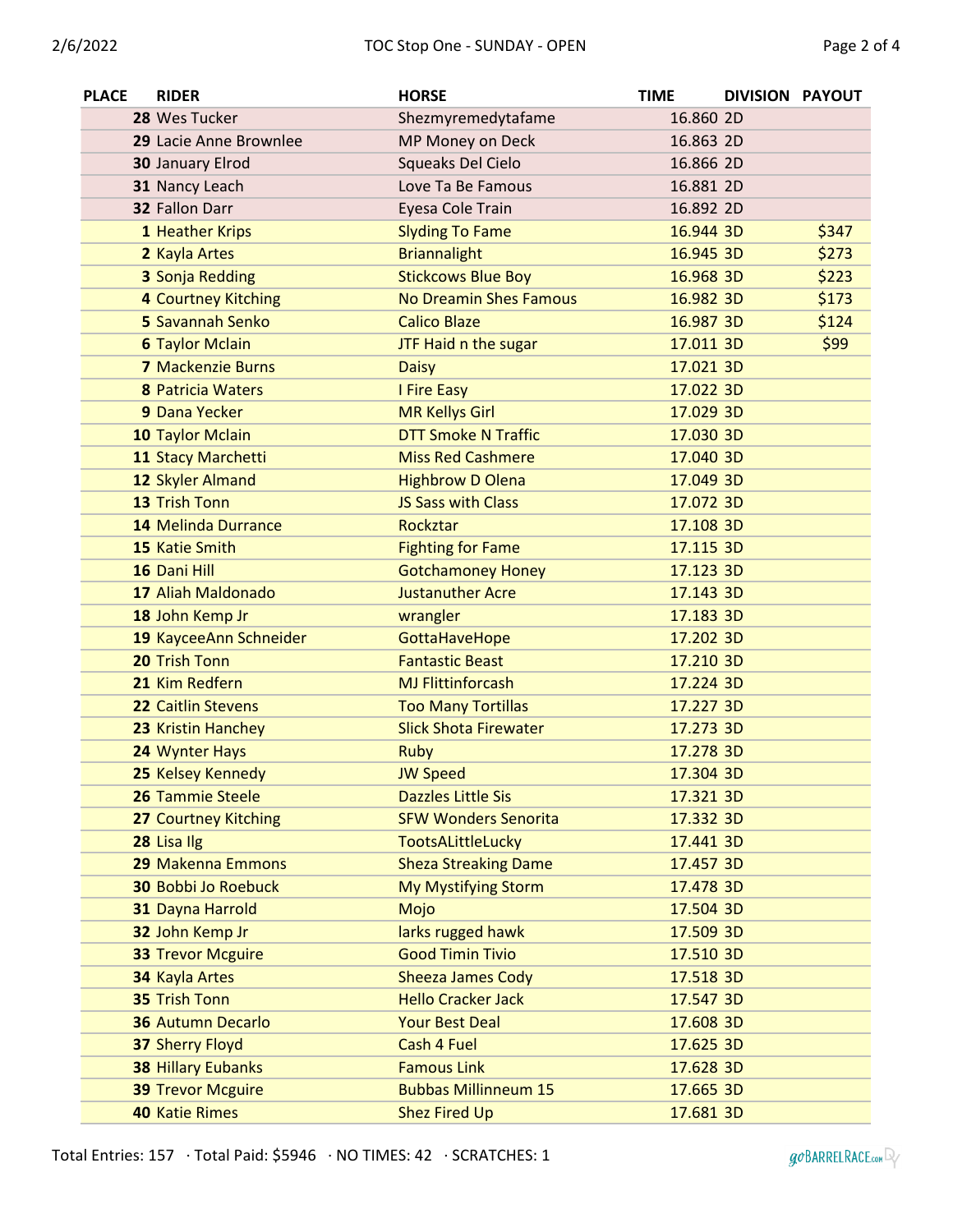| PLACE | RIDER | HORSE | TIME | DIVISION | PAYOUT |
|---|---|---|---|---|---|
| 28 | Wes Tucker | Shezmyremedytafame | 16.860 | 2D | |
| 29 | Lacie Anne Brownlee | MP Money on Deck | 16.863 | 2D | |
| 30 | January Elrod | Squeaks Del Cielo | 16.866 | 2D | |
| 31 | Nancy Leach | Love Ta Be Famous | 16.881 | 2D | |
| 32 | Fallon Darr | Eyesa Cole Train | 16.892 | 2D | |
| 1 | Heather Krips | Slyding To Fame | 16.944 | 3D | $347 |
| 2 | Kayla Artes | Briannalight | 16.945 | 3D | $273 |
| 3 | Sonja Redding | Stickcows Blue Boy | 16.968 | 3D | $223 |
| 4 | Courtney Kitching | No Dreamin Shes Famous | 16.982 | 3D | $173 |
| 5 | Savannah Senko | Calico Blaze | 16.987 | 3D | $124 |
| 6 | Taylor Mclain | JTF Haid n the sugar | 17.011 | 3D | $99 |
| 7 | Mackenzie Burns | Daisy | 17.021 | 3D | |
| 8 | Patricia Waters | I Fire Easy | 17.022 | 3D | |
| 9 | Dana Yecker | MR Kellys Girl | 17.029 | 3D | |
| 10 | Taylor Mclain | DTT Smoke N Traffic | 17.030 | 3D | |
| 11 | Stacy Marchetti | Miss Red Cashmere | 17.040 | 3D | |
| 12 | Skyler Almand | Highbrow D Olena | 17.049 | 3D | |
| 13 | Trish Tonn | JS Sass with Class | 17.072 | 3D | |
| 14 | Melinda Durrance | Rockztar | 17.108 | 3D | |
| 15 | Katie Smith | Fighting for Fame | 17.115 | 3D | |
| 16 | Dani Hill | Gotchamoney Honey | 17.123 | 3D | |
| 17 | Aliah Maldonado | Justanuther Acre | 17.143 | 3D | |
| 18 | John Kemp Jr | wrangler | 17.183 | 3D | |
| 19 | KayceeAnn Schneider | GottaHaveHope | 17.202 | 3D | |
| 20 | Trish Tonn | Fantastic Beast | 17.210 | 3D | |
| 21 | Kim Redfern | MJ Flittinforcash | 17.224 | 3D | |
| 22 | Caitlin Stevens | Too Many Tortillas | 17.227 | 3D | |
| 23 | Kristin Hanchey | Slick Shota Firewater | 17.273 | 3D | |
| 24 | Wynter Hays | Ruby | 17.278 | 3D | |
| 25 | Kelsey Kennedy | JW Speed | 17.304 | 3D | |
| 26 | Tammie Steele | Dazzles Little Sis | 17.321 | 3D | |
| 27 | Courtney Kitching | SFW Wonders Senorita | 17.332 | 3D | |
| 28 | Lisa Ilg | TootsALittleLucky | 17.441 | 3D | |
| 29 | Makenna Emmons | Sheza Streaking Dame | 17.457 | 3D | |
| 30 | Bobbi Jo Roebuck | My Mystifying Storm | 17.478 | 3D | |
| 31 | Dayna Harrold | Mojo | 17.504 | 3D | |
| 32 | John Kemp Jr | larks rugged hawk | 17.509 | 3D | |
| 33 | Trevor Mcguire | Good Timin Tivio | 17.510 | 3D | |
| 34 | Kayla Artes | Sheeza James Cody | 17.518 | 3D | |
| 35 | Trish Tonn | Hello Cracker Jack | 17.547 | 3D | |
| 36 | Autumn Decarlo | Your Best Deal | 17.608 | 3D | |
| 37 | Sherry Floyd | Cash 4 Fuel | 17.625 | 3D | |
| 38 | Hillary Eubanks | Famous Link | 17.628 | 3D | |
| 39 | Trevor Mcguire | Bubbas Millinneum 15 | 17.665 | 3D | |
| 40 | Katie Rimes | Shez Fired Up | 17.681 | 3D | |

Total Entries: 157 · Total Paid: $5946 · NO TIMES: 42 · SCRATCHES: 1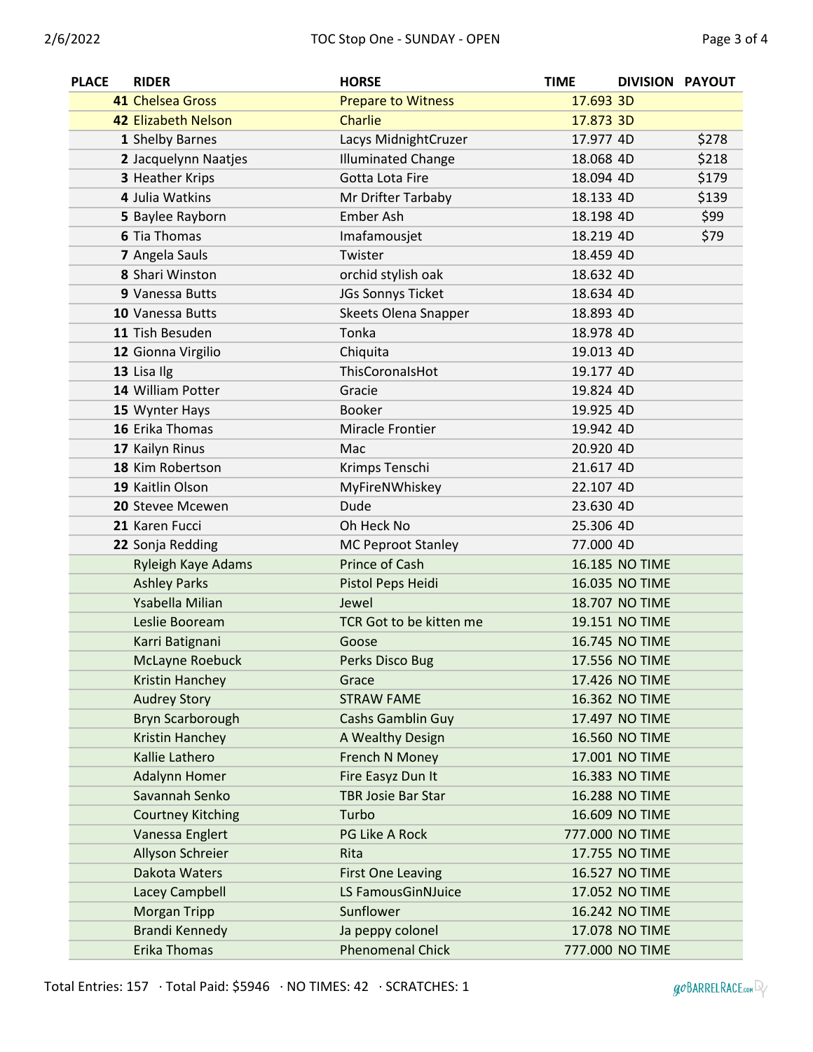| PLACE | RIDER | HORSE | TIME | DIVISION | PAYOUT |
|---|---|---|---|---|---|
| 41 | Chelsea Gross | Prepare to Witness | 17.693 | 3D | |
| 42 | Elizabeth Nelson | Charlie | 17.873 | 3D | |
| 1 | Shelby Barnes | Lacys MidnightCruzer | 17.977 | 4D | $278 |
| 2 | Jacquelynn Naatjes | Illuminated Change | 18.068 | 4D | $218 |
| 3 | Heather Krips | Gotta Lota Fire | 18.094 | 4D | $179 |
| 4 | Julia Watkins | Mr Drifter Tarbaby | 18.133 | 4D | $139 |
| 5 | Baylee Rayborn | Ember Ash | 18.198 | 4D | $99 |
| 6 | Tia Thomas | Imafamousjet | 18.219 | 4D | $79 |
| 7 | Angela Sauls | Twister | 18.459 | 4D | |
| 8 | Shari Winston | orchid stylish oak | 18.632 | 4D | |
| 9 | Vanessa Butts | JGs Sonnys Ticket | 18.634 | 4D | |
| 10 | Vanessa Butts | Skeets Olena Snapper | 18.893 | 4D | |
| 11 | Tish Besuden | Tonka | 18.978 | 4D | |
| 12 | Gionna Virgilio | Chiquita | 19.013 | 4D | |
| 13 | Lisa Ilg | ThisCoronaIsHot | 19.177 | 4D | |
| 14 | William Potter | Gracie | 19.824 | 4D | |
| 15 | Wynter Hays | Booker | 19.925 | 4D | |
| 16 | Erika Thomas | Miracle Frontier | 19.942 | 4D | |
| 17 | Kailyn Rinus | Mac | 20.920 | 4D | |
| 18 | Kim Robertson | Krimps Tenschi | 21.617 | 4D | |
| 19 | Kaitlin Olson | MyFireNWhiskey | 22.107 | 4D | |
| 20 | Stevee Mcewen | Dude | 23.630 | 4D | |
| 21 | Karen Fucci | Oh Heck No | 25.306 | 4D | |
| 22 | Sonja Redding | MC Peproot Stanley | 77.000 | 4D | |
| | Ryleigh Kaye Adams | Prince of Cash | 16.185 | NO TIME | |
| | Ashley Parks | Pistol Peps Heidi | 16.035 | NO TIME | |
| | Ysabella Milian | Jewel | 18.707 | NO TIME | |
| | Leslie Booream | TCR Got to be kitten me | 19.151 | NO TIME | |
| | Karri Batignani | Goose | 16.745 | NO TIME | |
| | McLayne Roebuck | Perks Disco Bug | 17.556 | NO TIME | |
| | Kristin Hanchey | Grace | 17.426 | NO TIME | |
| | Audrey Story | STRAW FAME | 16.362 | NO TIME | |
| | Bryn Scarborough | Cashs Gamblin Guy | 17.497 | NO TIME | |
| | Kristin Hanchey | A Wealthy Design | 16.560 | NO TIME | |
| | Kallie Lathero | French N Money | 17.001 | NO TIME | |
| | Adalynn Homer | Fire Easyz Dun It | 16.383 | NO TIME | |
| | Savannah Senko | TBR Josie Bar Star | 16.288 | NO TIME | |
| | Courtney Kitching | Turbo | 16.609 | NO TIME | |
| | Vanessa Englert | PG Like A Rock | 777.000 | NO TIME | |
| | Allyson Schreier | Rita | 17.755 | NO TIME | |
| | Dakota Waters | First One Leaving | 16.527 | NO TIME | |
| | Lacey Campbell | LS FamousGinNJuice | 17.052 | NO TIME | |
| | Morgan Tripp | Sunflower | 16.242 | NO TIME | |
| | Brandi Kennedy | Ja peppy colonel | 17.078 | NO TIME | |
| | Erika Thomas | Phenomenal Chick | 777.000 | NO TIME | |

Total Entries: 157 · Total Paid: $5946 · NO TIMES: 42 · SCRATCHES: 1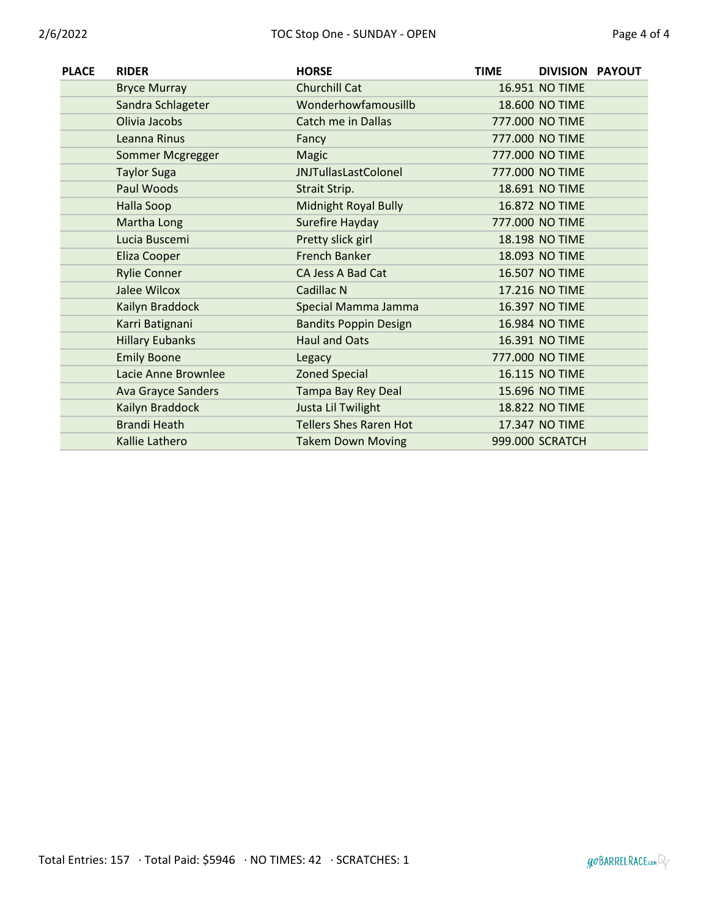| PLACE | RIDER | HORSE | TIME | DIVISION | PAYOUT |
|---|---|---|---|---|---|
| | Bryce Murray | Churchill Cat | 16.951 | NO TIME | |
| | Sandra Schlageter | Wonderhowfamousillb | 18.600 | NO TIME | |
| | Olivia Jacobs | Catch me in Dallas | 777.000 | NO TIME | |
| | Leanna Rinus | Fancy | 777.000 | NO TIME | |
| | Sommer Mcgregger | Magic | 777.000 | NO TIME | |
| | Taylor Suga | JNJTullasLastColonel | 777.000 | NO TIME | |
| | Paul Woods | Strait Strip. | 18.691 | NO TIME | |
| | Halla Soop | Midnight Royal Bully | 16.872 | NO TIME | |
| | Martha Long | Surefire Hayday | 777.000 | NO TIME | |
| | Lucia Buscemi | Pretty slick girl | 18.198 | NO TIME | |
| | Eliza Cooper | French Banker | 18.093 | NO TIME | |
| | Rylie Conner | CA Jess A Bad Cat | 16.507 | NO TIME | |
| | Jalee Wilcox | Cadillac N | 17.216 | NO TIME | |
| | Kailyn Braddock | Special Mamma Jamma | 16.397 | NO TIME | |
| | Karri Batignani | Bandits Poppin Design | 16.984 | NO TIME | |
| | Hillary Eubanks | Haul and Oats | 16.391 | NO TIME | |
| | Emily Boone | Legacy | 777.000 | NO TIME | |
| | Lacie Anne Brownlee | Zoned Special | 16.115 | NO TIME | |
| | Ava Grayce Sanders | Tampa Bay Rey Deal | 15.696 | NO TIME | |
| | Kailyn Braddock | Justa Lil Twilight | 18.822 | NO TIME | |
| | Brandi Heath | Tellers Shes Raren Hot | 17.347 | NO TIME | |
| | Kallie Lathero | Takem Down Moving | 999.000 | SCRATCH | |

Total Entries: 157 · Total Paid: $5946 · NO TIMES: 42 · SCRATCHES: 1